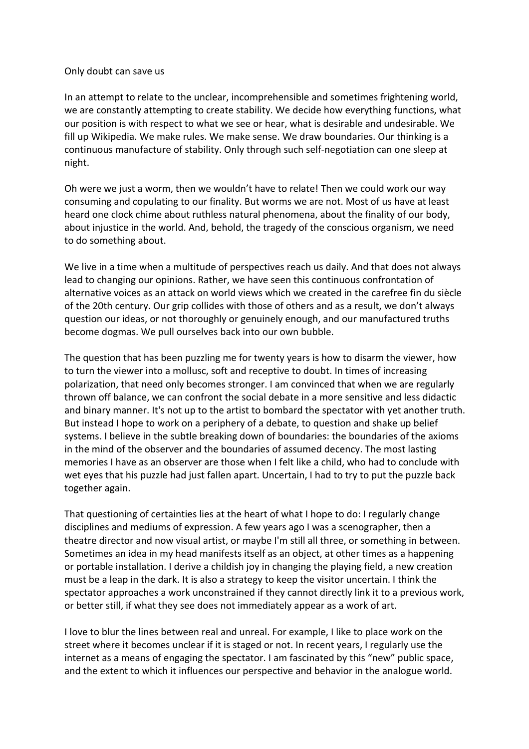# Only doubt can save us

In an attempt to relate to the unclear, incomprehensible and sometimes frightening world, we are constantly attempting to create stability. We decide how everything functions, what our position is with respect to what we see or hear, what is desirable and undesirable. We fill up Wikipedia. We make rules. We make sense. We draw boundaries. Our thinking is a continuous manufacture of stability. Only through such self-negotiation can one sleep at night.

Oh were we just a worm, then we wouldn't have to relate! Then we could work our way consuming and copulating to our finality. But worms we are not. Most of us have at least heard one clock chime about ruthless natural phenomena, about the finality of our body, about injustice in the world. And, behold, the tragedy of the conscious organism, we need to do something about.

We live in a time when a multitude of perspectives reach us daily. And that does not always lead to changing our opinions. Rather, we have seen this continuous confrontation of alternative voices as an attack on world views which we created in the carefree fin du siècle of the 20th century. Our grip collides with those of others and as a result, we don't always question our ideas, or not thoroughly or genuinely enough, and our manufactured truths become dogmas. We pull ourselves back into our own bubble.

The question that has been puzzling me for twenty years is how to disarm the viewer, how to turn the viewer into a mollusc, soft and receptive to doubt. In times of increasing polarization, that need only becomes stronger. I am convinced that when we are regularly thrown off balance, we can confront the social debate in a more sensitive and less didactic and binary manner. It's not up to the artist to bombard the spectator with yet another truth. But instead I hope to work on a periphery of a debate, to question and shake up belief systems. I believe in the subtle breaking down of boundaries: the boundaries of the axioms in the mind of the observer and the boundaries of assumed decency. The most lasting memories I have as an observer are those when I felt like a child, who had to conclude with wet eyes that his puzzle had just fallen apart. Uncertain, I had to try to put the puzzle back together again.

That questioning of certainties lies at the heart of what I hope to do: I regularly change disciplines and mediums of expression. A few years ago I was a scenographer, then a theatre director and now visual artist, or maybe I'm still all three, or something in between. Sometimes an idea in my head manifests itself as an object, at other times as a happening or portable installation. I derive a childish joy in changing the playing field, a new creation must be a leap in the dark. It is also a strategy to keep the visitor uncertain. I think the spectator approaches a work unconstrained if they cannot directly link it to a previous work, or better still, if what they see does not immediately appear as a work of art.

I love to blur the lines between real and unreal. For example, I like to place work on the street where it becomes unclear if it is staged or not. In recent years, I regularly use the internet as a means of engaging the spectator. I am fascinated by this "new" public space, and the extent to which it influences our perspective and behavior in the analogue world.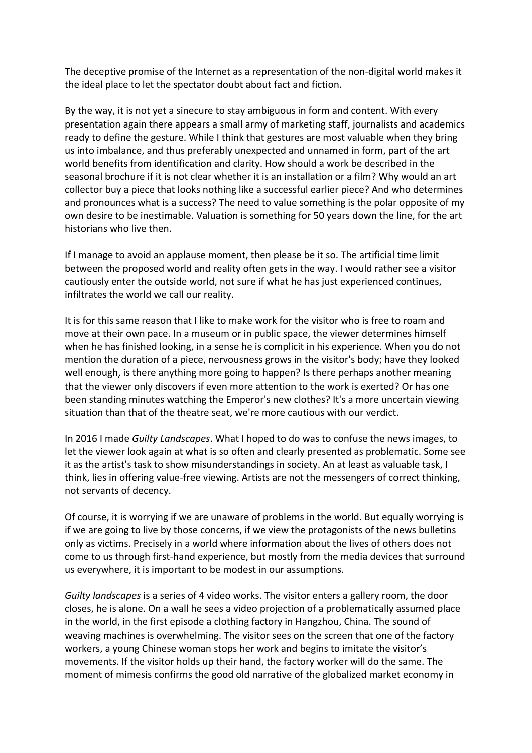The deceptive promise of the Internet as a representation of the non-digital world makes it the ideal place to let the spectator doubt about fact and fiction.

By the way, it is not yet a sinecure to stay ambiguous in form and content. With every presentation again there appears a small army of marketing staff, journalists and academics ready to define the gesture. While I think that gestures are most valuable when they bring us into imbalance, and thus preferably unexpected and unnamed in form, part of the art world benefits from identification and clarity. How should a work be described in the seasonal brochure if it is not clear whether it is an installation or a film? Why would an art collector buy a piece that looks nothing like a successful earlier piece? And who determines and pronounces what is a success? The need to value something is the polar opposite of my own desire to be inestimable. Valuation is something for 50 years down the line, for the art historians who live then.

If I manage to avoid an applause moment, then please be it so. The artificial time limit between the proposed world and reality often gets in the way. I would rather see a visitor cautiously enter the outside world, not sure if what he has just experienced continues, infiltrates the world we call our reality.

It is for this same reason that I like to make work for the visitor who is free to roam and move at their own pace. In a museum or in public space, the viewer determines himself when he has finished looking, in a sense he is complicit in his experience. When you do not mention the duration of a piece, nervousness grows in the visitor's body; have they looked well enough, is there anything more going to happen? Is there perhaps another meaning that the viewer only discovers if even more attention to the work is exerted? Or has one been standing minutes watching the Emperor's new clothes? It's a more uncertain viewing situation than that of the theatre seat, we're more cautious with our verdict.

In 2016 I made *Guilty Landscapes*. What I hoped to do was to confuse the news images, to let the viewer look again at what is so often and clearly presented as problematic. Some see it as the artist's task to show misunderstandings in society. An at least as valuable task, I think, lies in offering value-free viewing. Artists are not the messengers of correct thinking, not servants of decency.

Of course, it is worrying if we are unaware of problems in the world. But equally worrying is if we are going to live by those concerns, if we view the protagonists of the news bulletins only as victims. Precisely in a world where information about the lives of others does not come to us through first-hand experience, but mostly from the media devices that surround us everywhere, it is important to be modest in our assumptions.

*Guilty landscapes* is a series of 4 video works. The visitor enters a gallery room, the door closes, he is alone. On a wall he sees a video projection of a problematically assumed place in the world, in the first episode a clothing factory in Hangzhou, China. The sound of weaving machines is overwhelming. The visitor sees on the screen that one of the factory workers, a young Chinese woman stops her work and begins to imitate the visitor's movements. If the visitor holds up their hand, the factory worker will do the same. The moment of mimesis confirms the good old narrative of the globalized market economy in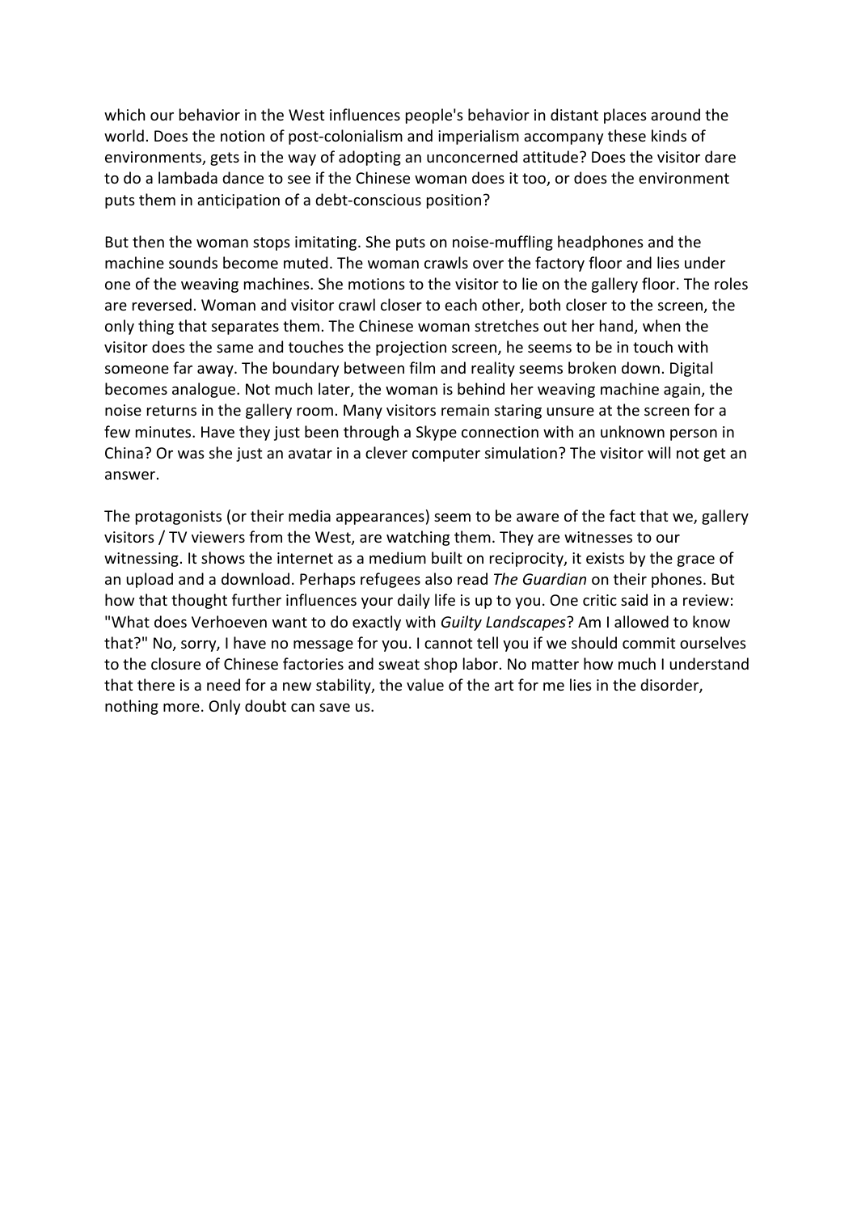which our behavior in the West influences people's behavior in distant places around the world. Does the notion of post-colonialism and imperialism accompany these kinds of environments, gets in the way of adopting an unconcerned attitude? Does the visitor dare to do a lambada dance to see if the Chinese woman does it too, or does the environment puts them in anticipation of a debt-conscious position?

But then the woman stops imitating. She puts on noise-muffling headphones and the machine sounds become muted. The woman crawls over the factory floor and lies under one of the weaving machines. She motions to the visitor to lie on the gallery floor. The roles are reversed. Woman and visitor crawl closer to each other, both closer to the screen, the only thing that separates them. The Chinese woman stretches out her hand, when the visitor does the same and touches the projection screen, he seems to be in touch with someone far away. The boundary between film and reality seems broken down. Digital becomes analogue. Not much later, the woman is behind her weaving machine again, the noise returns in the gallery room. Many visitors remain staring unsure at the screen for a few minutes. Have they just been through a Skype connection with an unknown person in China? Or was she just an avatar in a clever computer simulation? The visitor will not get an answer.

The protagonists (or their media appearances) seem to be aware of the fact that we, gallery visitors / TV viewers from the West, are watching them. They are witnesses to our witnessing. It shows the internet as a medium built on reciprocity, it exists by the grace of an upload and a download. Perhaps refugees also read *The Guardian* on their phones. But how that thought further influences your daily life is up to you. One critic said in a review: "What does Verhoeven want to do exactly with *Guilty Landscapes*? Am I allowed to know that?" No, sorry, I have no message for you. I cannot tell you if we should commit ourselves to the closure of Chinese factories and sweat shop labor. No matter how much I understand that there is a need for a new stability, the value of the art for me lies in the disorder, nothing more. Only doubt can save us.